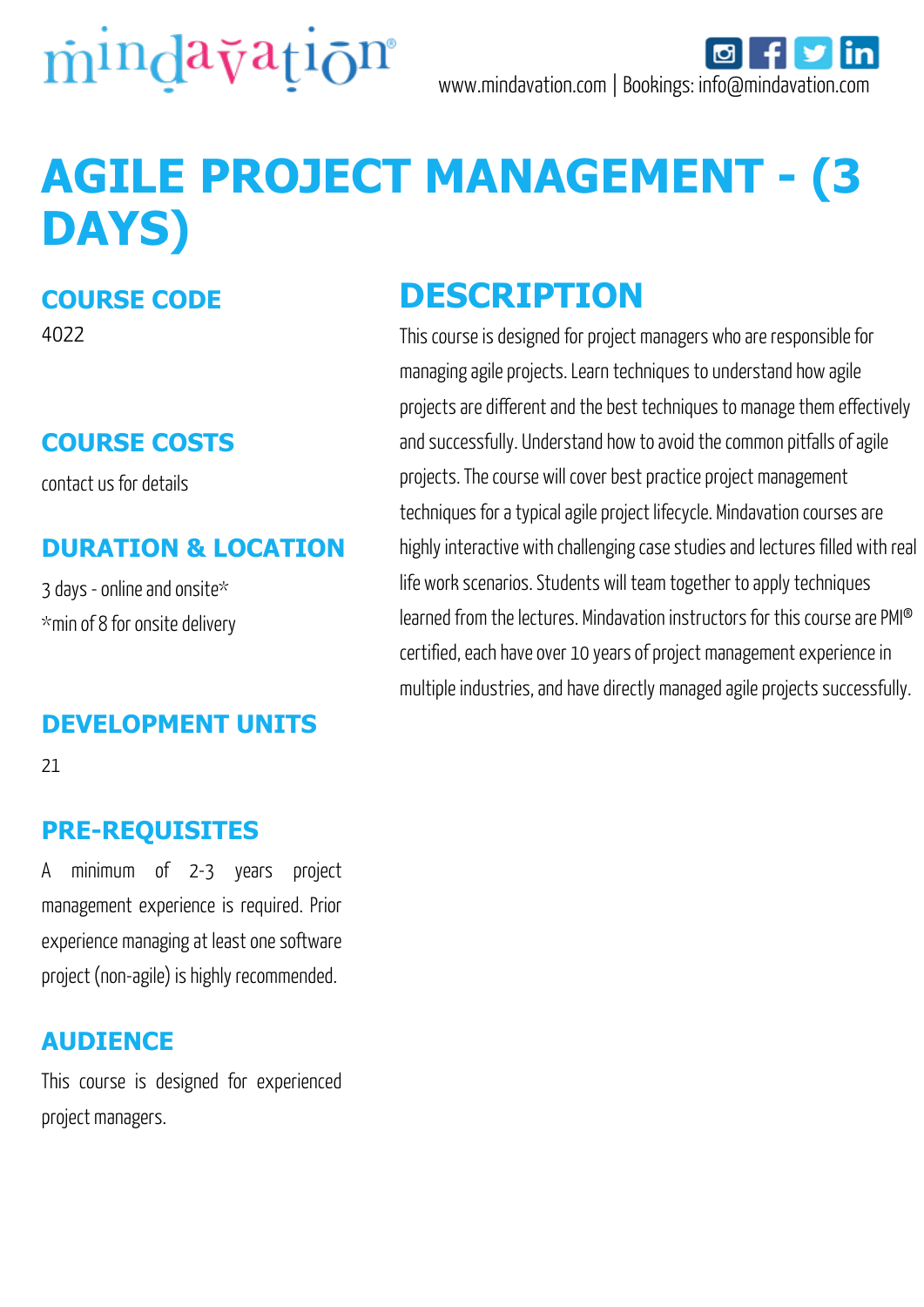mindavation®

www.mindavation.com | Bookings: info@mindavation.com

# AGILE PROJECT MANAGEMENT - (3 DAYS)

## COURSE CODE

4022

## COURSE COSTS

contact us for details

## DURATION & LOCATION

3 days - online and onsite*

*min of 8 for onsite delivery

## DEVELOPMENT UNITS

21

## PRE-REQUISITES

A minimum of 2-3 years project management experience is required. Prior experience managing at least one software project (non-agile) is highly recommended.

## AUDIENCE

This course is designed for experienced project managers.

## DESCRIPTION

This course is designed for project managers who are responsible for managing agile projects. Learn techniques to understand how agile projects are different and the best techniques to manage them effectively and successfully. Understand how to avoid the common pitfalls of agile projects. The course will cover best practice project management techniques for a typical agile project lifecycle. Mindavation courses are highly interactive with challenging case studies and lectures filled with real life work scenarios. Students will team together to apply techniques learned from the lectures. Mindavation instructors for this course are PMI® certified, each have over 10 years of project management experience in multiple industries, and have directly managed agile projects successfully.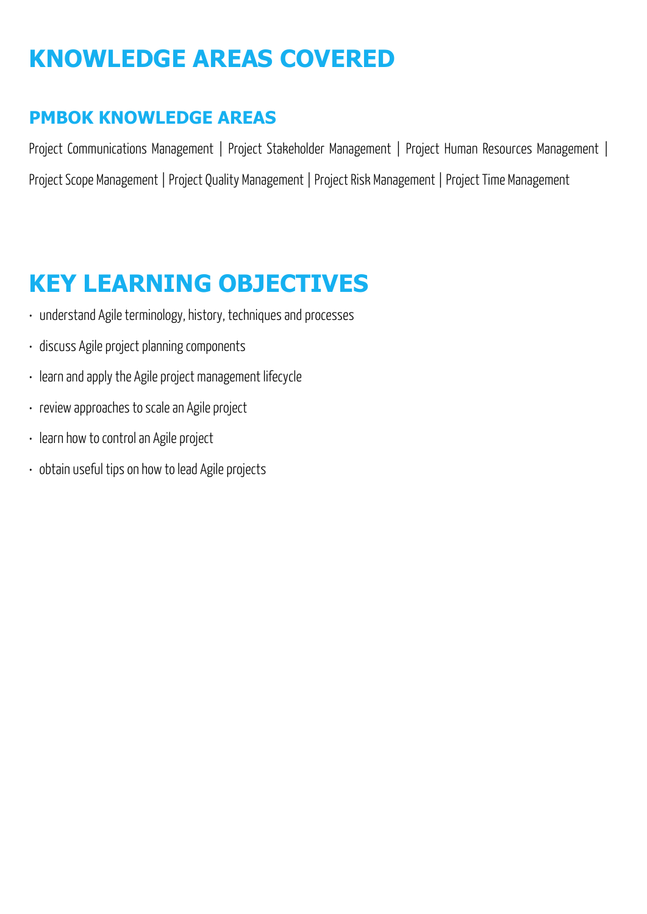# KNOWLEDGE AREAS COVERED

## PMBOK KNOWLEDGE AREAS

Project Communications Management | Project Stakeholder Management | Project Human Resources Management | Project Scope Management | Project Quality Management | Project Risk Management | Project Time Management

# KEY LEARNING OBJECTIVES

- understand Agile terminology, history, techniques and processes
- discuss Agile project planning components
- learn and apply the Agile project management lifecycle
- review approaches to scale an Agile project
- learn how to control an Agile project
- obtain useful tips on how to lead Agile projects